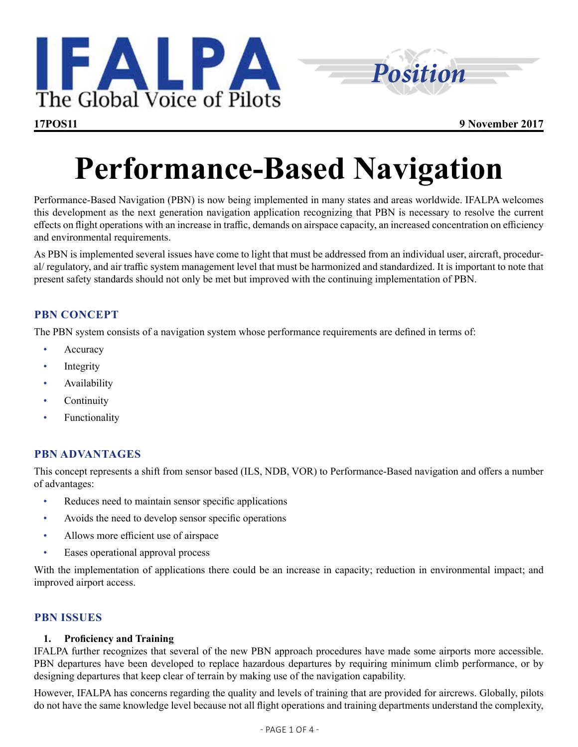IFALPA The Global Voice of Pilots

*Position*

**17POS11** **9 November 2017**

# Performance-Based Navigation

Performance-Based Navigation (PBN) is now being implemented in many states and areas worldwide. IFALPA welcomes this development as the next generation navigation application recognizing that PBN is necessary to resolve the current effects on flight operations with an increase in traffic, demands on airspace capacity, an increased concentration on efficiency and environmental requirements.

As PBN is implemented several issues have come to light that must be addressed from an individual user, aircraft, procedural/ regulatory, and air traffic system management level that must be harmonized and standardized. It is important to note that present safety standards should not only be met but improved with the continuing implementation of PBN.

## PBN CONCEPT

The PBN system consists of a navigation system whose performance requirements are defined in terms of:

- Accuracy
- Integrity
- Availability
- Continuity
- Functionality

## PBN ADVANTAGES

This concept represents a shift from sensor based (ILS, NDB, VOR) to Performance-Based navigation and offers a number of advantages:

- Reduces need to maintain sensor specific applications
- Avoids the need to develop sensor specific operations
- Allows more efficient use of airspace
- Eases operational approval process

With the implementation of applications there could be an increase in capacity; reduction in environmental impact; and improved airport access.

## PBN ISSUES

### 1. Proficiency and Training

IFALPA further recognizes that several of the new PBN approach procedures have made some airports more accessible. PBN departures have been developed to replace hazardous departures by requiring minimum climb performance, or by designing departures that keep clear of terrain by making use of the navigation capability.

However, IFALPA has concerns regarding the quality and levels of training that are provided for aircrews. Globally, pilots do not have the same knowledge level because not all flight operations and training departments understand the complexity,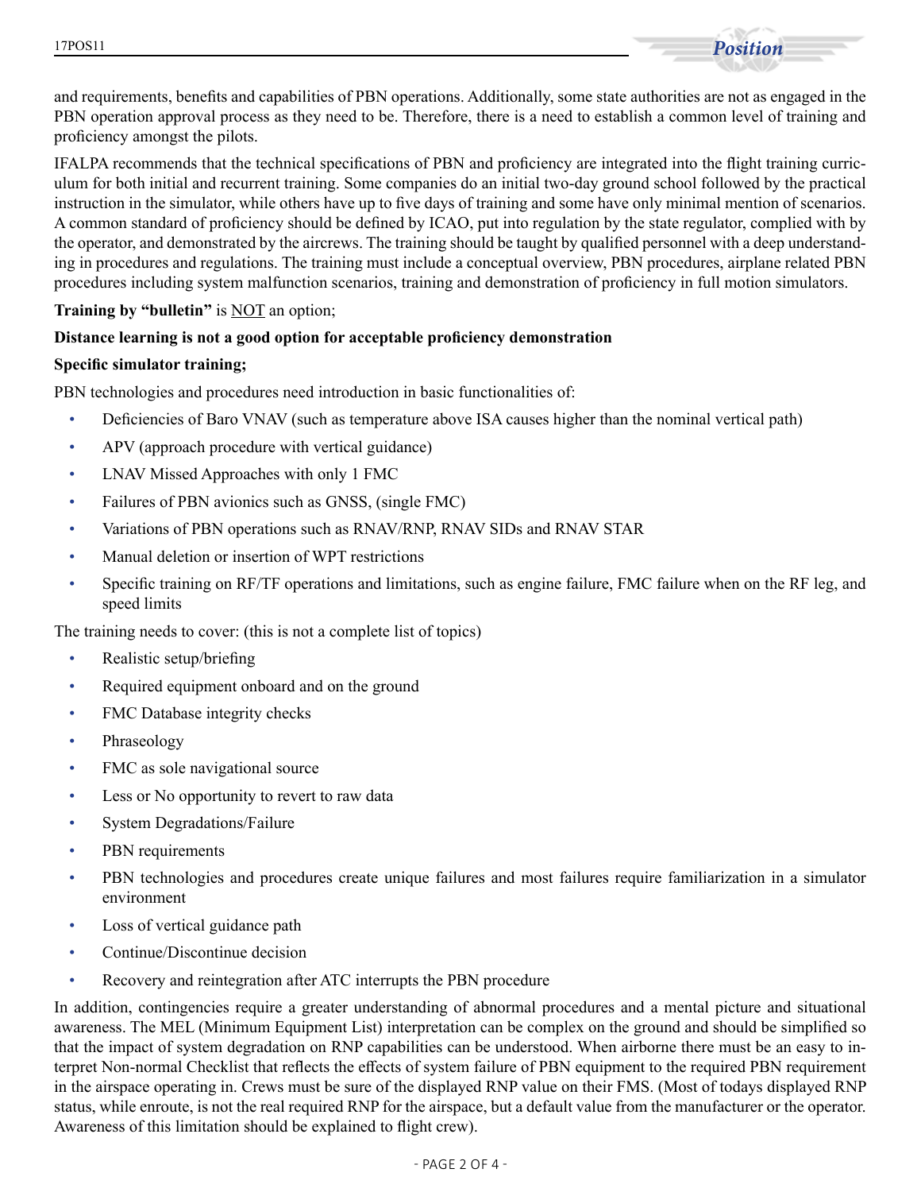and requirements, benefits and capabilities of PBN operations. Additionally, some state authorities are not as engaged in the PBN operation approval process as they need to be. Therefore, there is a need to establish a common level of training and proficiency amongst the pilots.

IFALPA recommends that the technical specifications of PBN and proficiency are integrated into the flight training curriculum for both initial and recurrent training. Some companies do an initial two-day ground school followed by the practical instruction in the simulator, while others have up to five days of training and some have only minimal mention of scenarios. A common standard of proficiency should be defined by ICAO, put into regulation by the state regulator, complied with by the operator, and demonstrated by the aircrews. The training should be taught by qualified personnel with a deep understanding in procedures and regulations. The training must include a conceptual overview, PBN procedures, airplane related PBN procedures including system malfunction scenarios, training and demonstration of proficiency in full motion simulators.

**Training by "bulletin"** is <u>NOT</u> an option;

**Distance learning is not a good option for acceptable proficiency demonstration**

**Specific simulator training;**

PBN technologies and procedures need introduction in basic functionalities of:

- Deficiencies of Baro VNAV (such as temperature above ISA causes higher than the nominal vertical path)
- APV (approach procedure with vertical guidance)
- LNAV Missed Approaches with only 1 FMC
- Failures of PBN avionics such as GNSS, (single FMC)
- Variations of PBN operations such as RNAV/RNP, RNAV SIDs and RNAV STAR
- Manual deletion or insertion of WPT restrictions
- Specific training on RF/TF operations and limitations, such as engine failure, FMC failure when on the RF leg, and speed limits

The training needs to cover: (this is not a complete list of topics)

- Realistic setup/briefing
- Required equipment onboard and on the ground
- FMC Database integrity checks
- Phraseology
- FMC as sole navigational source
- Less or No opportunity to revert to raw data
- System Degradations/Failure
- PBN requirements
- PBN technologies and procedures create unique failures and most failures require familiarization in a simulator environment
- Loss of vertical guidance path
- Continue/Discontinue decision
- Recovery and reintegration after ATC interrupts the PBN procedure

In addition, contingencies require a greater understanding of abnormal procedures and a mental picture and situational awareness. The MEL (Minimum Equipment List) interpretation can be complex on the ground and should be simplified so that the impact of system degradation on RNP capabilities can be understood. When airborne there must be an easy to interpret Non-normal Checklist that reflects the effects of system failure of PBN equipment to the required PBN requirement in the airspace operating in. Crews must be sure of the displayed RNP value on their FMS. (Most of todays displayed RNP status, while enroute, is not the real required RNP for the airspace, but a default value from the manufacturer or the operator. Awareness of this limitation should be explained to flight crew).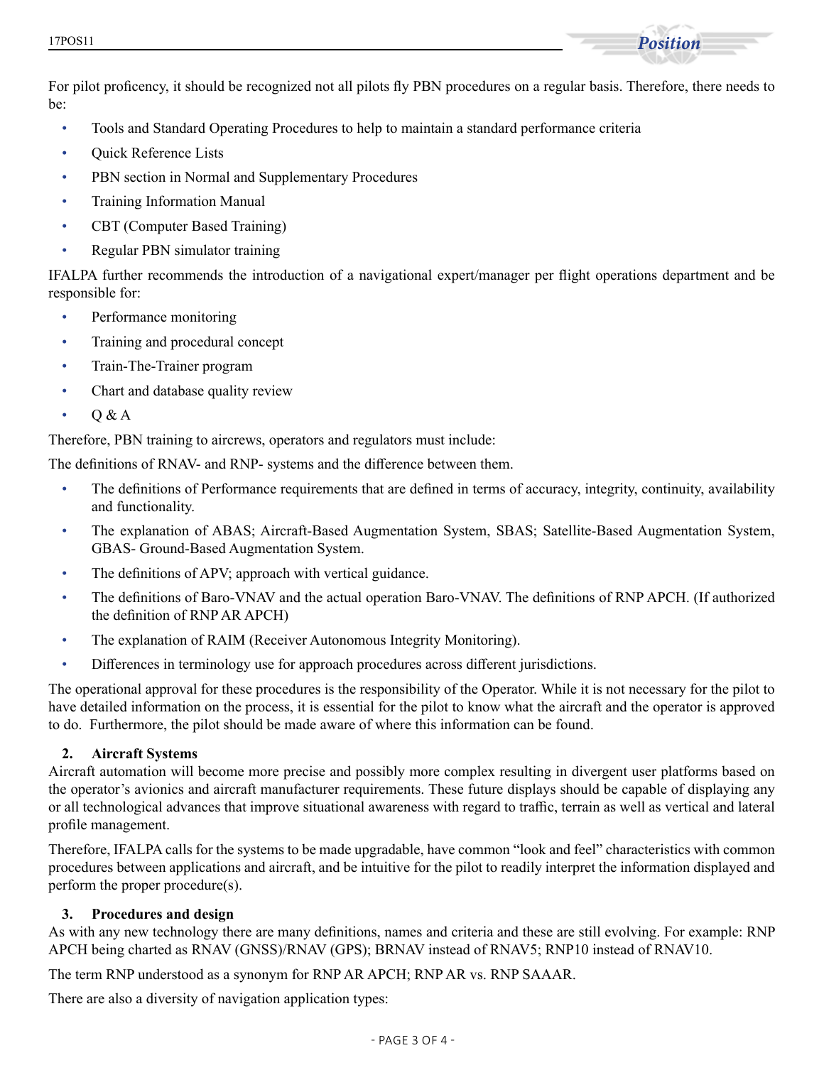For pilot proficency, it should be recognized not all pilots fly PBN procedures on a regular basis. Therefore, there needs to be:

- Tools and Standard Operating Procedures to help to maintain a standard performance criteria
- Quick Reference Lists
- PBN section in Normal and Supplementary Procedures
- Training Information Manual
- CBT (Computer Based Training)
- Regular PBN simulator training

IFALPA further recommends the introduction of a navigational expert/manager per flight operations department and be responsible for:

- Performance monitoring
- Training and procedural concept
- Train-The-Trainer program
- Chart and database quality review
- Q & A

Therefore, PBN training to aircrews, operators and regulators must include:

The definitions of RNAV- and RNP- systems and the difference between them.

- The definitions of Performance requirements that are defined in terms of accuracy, integrity, continuity, availability and functionality.
- The explanation of ABAS; Aircraft-Based Augmentation System, SBAS; Satellite-Based Augmentation System, GBAS- Ground-Based Augmentation System.
- The definitions of APV; approach with vertical guidance.
- The definitions of Baro-VNAV and the actual operation Baro-VNAV. The definitions of RNP APCH. (If authorized the definition of RNP AR APCH)
- The explanation of RAIM (Receiver Autonomous Integrity Monitoring).
- Differences in terminology use for approach procedures across different jurisdictions.

The operational approval for these procedures is the responsibility of the Operator. While it is not necessary for the pilot to have detailed information on the process, it is essential for the pilot to know what the aircraft and the operator is approved to do. Furthermore, the pilot should be made aware of where this information can be found.

## 2. Aircraft Systems

Aircraft automation will become more precise and possibly more complex resulting in divergent user platforms based on the operator's avionics and aircraft manufacturer requirements. These future displays should be capable of displaying any or all technological advances that improve situational awareness with regard to traffic, terrain as well as vertical and lateral profile management.

Therefore, IFALPA calls for the systems to be made upgradable, have common "look and feel" characteristics with common procedures between applications and aircraft, and be intuitive for the pilot to readily interpret the information displayed and perform the proper procedure(s).

## 3. Procedures and design

As with any new technology there are many definitions, names and criteria and these are still evolving. For example: RNP APCH being charted as RNAV (GNSS)/RNAV (GPS); BRNAV instead of RNAV5; RNP10 instead of RNAV10.

The term RNP understood as a synonym for RNP AR APCH; RNP AR vs. RNP SAAAR.

There are also a diversity of navigation application types: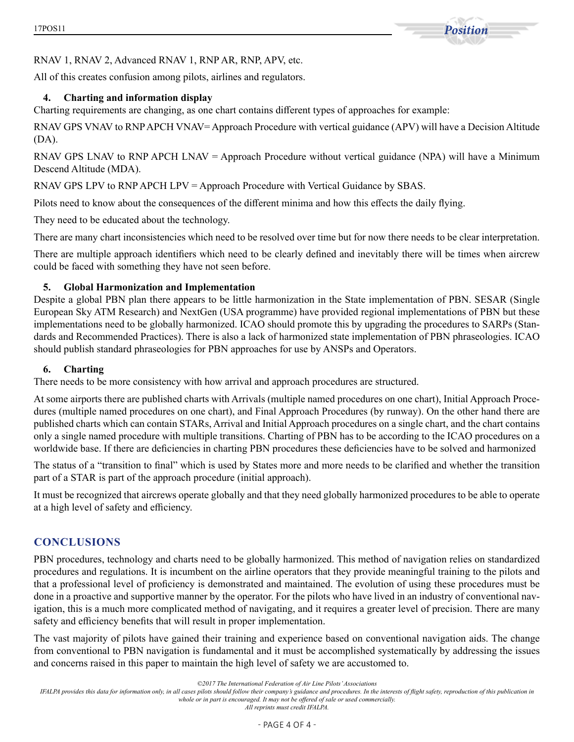RNAV 1, RNAV 2, Advanced RNAV 1, RNP AR, RNP, APV, etc.

All of this creates confusion among pilots, airlines and regulators.

**4. Charting and information display**

Charting requirements are changing, as one chart contains different types of approaches for example:

RNAV GPS VNAV to RNP APCH VNAV= Approach Procedure with vertical guidance (APV) will have a Decision Altitude (DA).

RNAV GPS LNAV to RNP APCH LNAV = Approach Procedure without vertical guidance (NPA) will have a Minimum Descend Altitude (MDA).

RNAV GPS LPV to RNP APCH LPV = Approach Procedure with Vertical Guidance by SBAS.

Pilots need to know about the consequences of the different minima and how this effects the daily flying.

They need to be educated about the technology.

There are many chart inconsistencies which need to be resolved over time but for now there needs to be clear interpretation.

There are multiple approach identifiers which need to be clearly defined and inevitably there will be times when aircrew could be faced with something they have not seen before.

**5. Global Harmonization and Implementation**

Despite a global PBN plan there appears to be little harmonization in the State implementation of PBN. SESAR (Single European Sky ATM Research) and NextGen (USA programme) have provided regional implementations of PBN but these implementations need to be globally harmonized. ICAO should promote this by upgrading the procedures to SARPs (Standards and Recommended Practices). There is also a lack of harmonized state implementation of PBN phraseologies. ICAO should publish standard phraseologies for PBN approaches for use by ANSPs and Operators.

**6. Charting**

There needs to be more consistency with how arrival and approach procedures are structured.

At some airports there are published charts with Arrivals (multiple named procedures on one chart), Initial Approach Procedures (multiple named procedures on one chart), and Final Approach Procedures (by runway). On the other hand there are published charts which can contain STARs, Arrival and Initial Approach procedures on a single chart, and the chart contains only a single named procedure with multiple transitions. Charting of PBN has to be according to the ICAO procedures on a worldwide base. If there are deficiencies in charting PBN procedures these deficiencies have to be solved and harmonized

The status of a "transition to final" which is used by States more and more needs to be clarified and whether the transition part of a STAR is part of the approach procedure (initial approach).

It must be recognized that aircrews operate globally and that they need globally harmonized procedures to be able to operate at a high level of safety and efficiency.

## CONCLUSIONS

PBN procedures, technology and charts need to be globally harmonized. This method of navigation relies on standardized procedures and regulations. It is incumbent on the airline operators that they provide meaningful training to the pilots and that a professional level of proficiency is demonstrated and maintained. The evolution of using these procedures must be done in a proactive and supportive manner by the operator. For the pilots who have lived in an industry of conventional navigation, this is a much more complicated method of navigating, and it requires a greater level of precision. There are many safety and efficiency benefits that will result in proper implementation.

The vast majority of pilots have gained their training and experience based on conventional navigation aids. The change from conventional to PBN navigation is fundamental and it must be accomplished systematically by addressing the issues and concerns raised in this paper to maintain the high level of safety we are accustomed to.

*©2017 The International Federation of Air Line Pilots' Associations*

*IFALPA provides this data for information only, in all cases pilots should follow their company's guidance and procedures. In the interests of flight safety, reproduction of this publication in whole or in part is encouraged. It may not be offered of sale or used commercially. All reprints must credit IFALPA.*